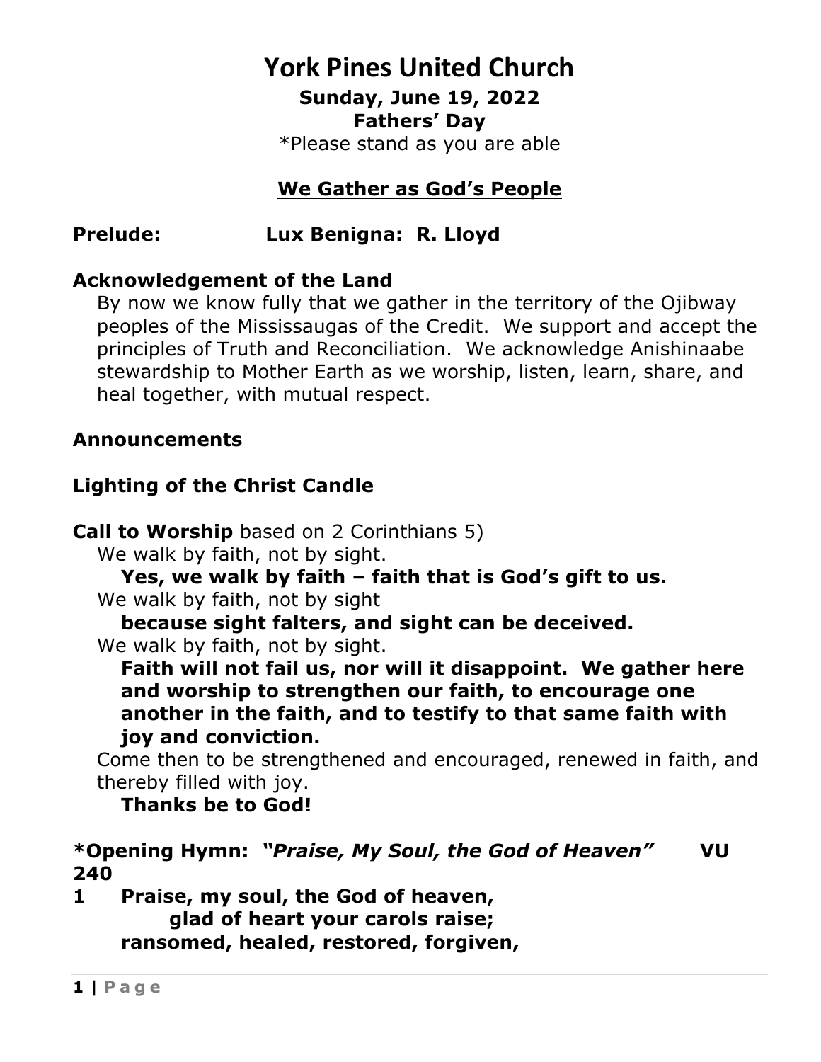# York Pines United Church

### Sunday, June 19, 2022
### Fathers' Day

*Please stand as you are able

## We Gather as God's People

**Prelude: Lux Benigna: R. Lloyd**

**Acknowledgement of the Land**

By now we know fully that we gather in the territory of the Ojibway peoples of the Mississaugas of the Credit. We support and accept the principles of Truth and Reconciliation. We acknowledge Anishinaabe stewardship to Mother Earth as we worship, listen, learn, share, and heal together, with mutual respect.

**Announcements**

**Lighting of the Christ Candle**

**Call to Worship** based on 2 Corinthians 5)

We walk by faith, not by sight.

**Yes, we walk by faith – faith that is God's gift to us.**

We walk by faith, not by sight

**because sight falters, and sight can be deceived.**

We walk by faith, not by sight.

**Faith will not fail us, nor will it disappoint. We gather here and worship to strengthen our faith, to encourage one another in the faith, and to testify to that same faith with joy and conviction.**

Come then to be strengthened and encouraged, renewed in faith, and thereby filled with joy.

**Thanks be to God!**

***Opening Hymn: *"Praise, My Soul, the God of Heaven"* VU 240**

**1 Praise, my soul, the God of heaven,**
**glad of heart your carols raise;**
**ransomed, healed, restored, forgiven,**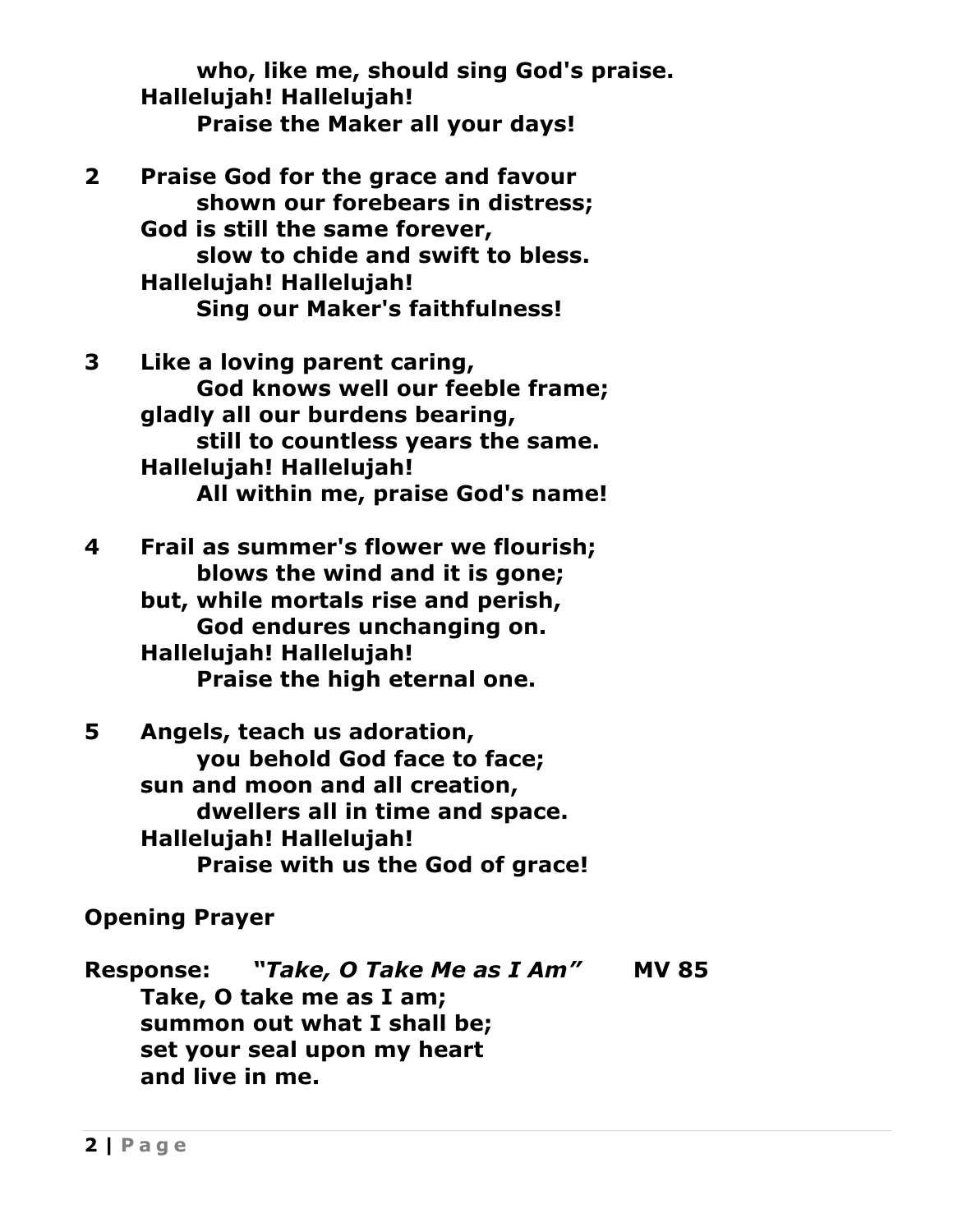**who, like me, should sing God's praise.**
**Hallelujah! Hallelujah!**
**Praise the Maker all your days!**

**2** **Praise God for the grace and favour**
**shown our forebears in distress;**
**God is still the same forever,**
**slow to chide and swift to bless.**
**Hallelujah! Hallelujah!**
**Sing our Maker's faithfulness!**

**3** **Like a loving parent caring,**
**God knows well our feeble frame;**
**gladly all our burdens bearing,**
**still to countless years the same.**
**Hallelujah! Hallelujah!**
**All within me, praise God's name!**

**4** **Frail as summer's flower we flourish;**
**blows the wind and it is gone;**
**but, while mortals rise and perish,**
**God endures unchanging on.**
**Hallelujah! Hallelujah!**
**Praise the high eternal one.**

**5** **Angels, teach us adoration,**
**you behold God face to face;**
**sun and moon and all creation,**
**dwellers all in time and space.**
**Hallelujah! Hallelujah!**
**Praise with us the God of grace!**

**Opening Prayer**

**Response:** ***"Take, O Take Me as I Am"*** **MV 85**
**Take, O take me as I am;**
**summon out what I shall be;**
**set your seal upon my heart**
**and live in me.**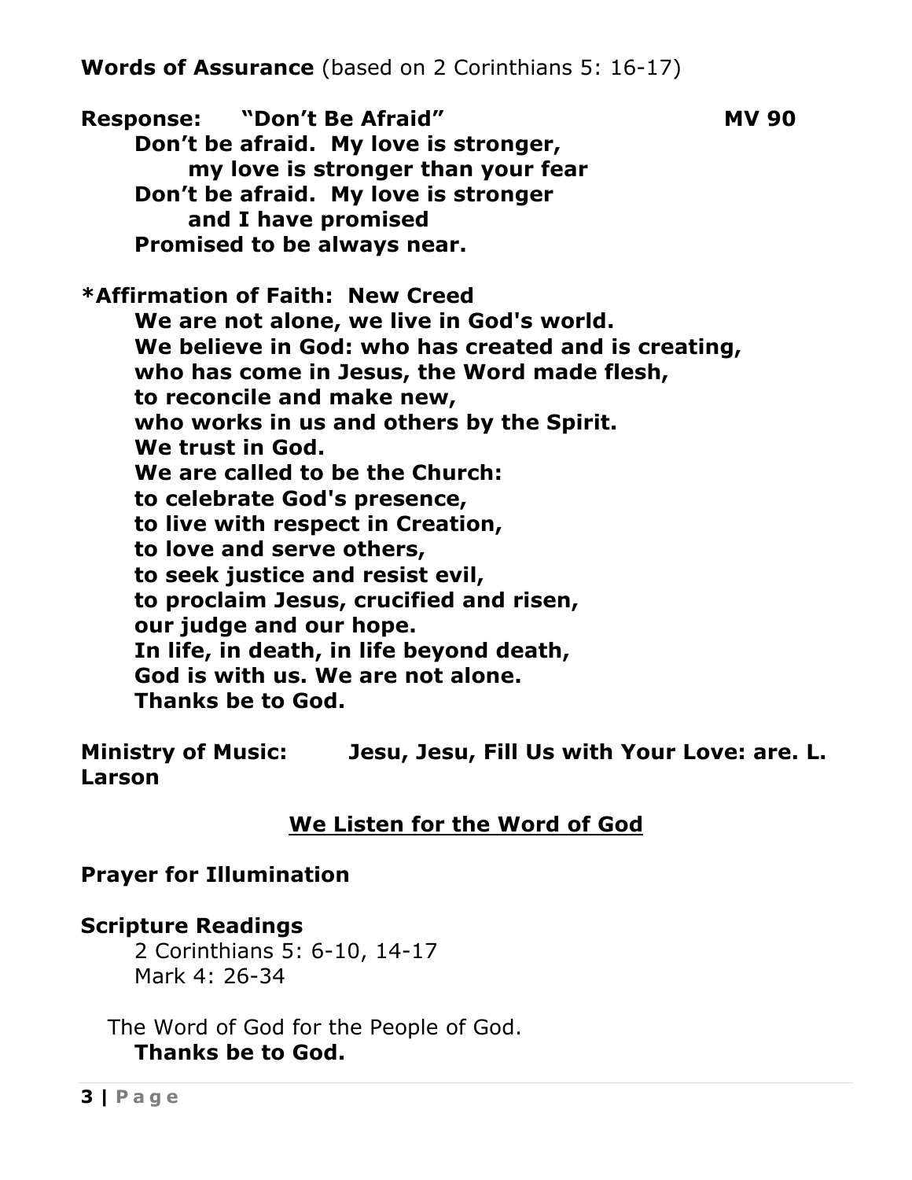**Words of Assurance** (based on 2 Corinthians 5: 16-17)

**Response: "Don't Be Afraid" MV 90**

**Don't be afraid. My love is stronger,**
**my love is stronger than your fear**
**Don't be afraid. My love is stronger**
**and I have promised**
**Promised to be always near.**

**\*Affirmation of Faith: New Creed**

**We are not alone, we live in God's world.**
**We believe in God: who has created and is creating,**
**who has come in Jesus, the Word made flesh,**
**to reconcile and make new,**
**who works in us and others by the Spirit.**
**We trust in God.**
**We are called to be the Church:**
**to celebrate God's presence,**
**to live with respect in Creation,**
**to love and serve others,**
**to seek justice and resist evil,**
**to proclaim Jesus, crucified and risen,**
**our judge and our hope.**
**In life, in death, in life beyond death,**
**God is with us. We are not alone.**
**Thanks be to God.**

**Ministry of Music: Jesu, Jesu, Fill Us with Your Love: are. L. Larson**

## We Listen for the Word of God

**Prayer for Illumination**

**Scripture Readings**

2 Corinthians 5: 6-10, 14-17
Mark 4: 26-34

The Word of God for the People of God.
**Thanks be to God.**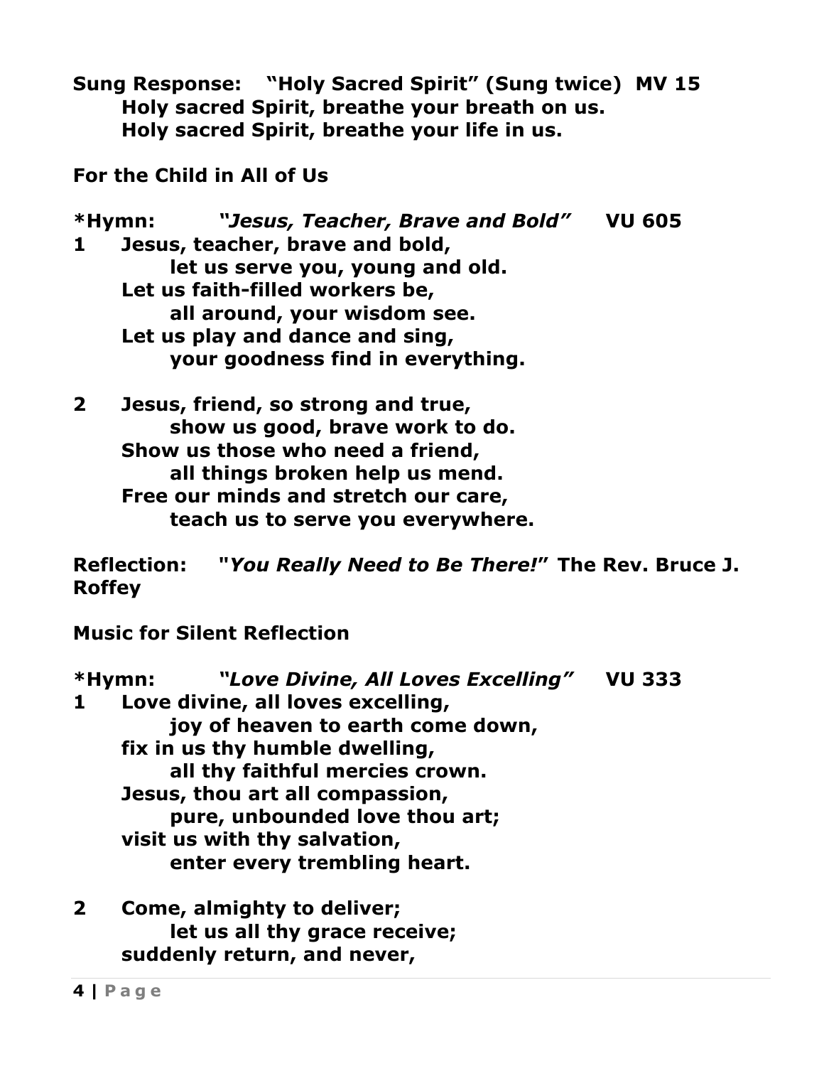**Sung Response: "Holy Sacred Spirit" (Sung twice) MV 15**

**Holy sacred Spirit, breathe your breath on us.**
**Holy sacred Spirit, breathe your life in us.**

**For the Child in All of Us**

**\*Hymn: *"Jesus, Teacher, Brave and Bold"* VU 605**

**1 Jesus, teacher, brave and bold,**
**let us serve you, young and old.**
**Let us faith-filled workers be,**
**all around, your wisdom see.**
**Let us play and dance and sing,**
**your goodness find in everything.**

**2 Jesus, friend, so strong and true,**
**show us good, brave work to do.**
**Show us those who need a friend,**
**all things broken help us mend.**
**Free our minds and stretch our care,**
**teach us to serve you everywhere.**

**Reflection: "*You Really Need to Be There!*" The Rev. Bruce J. Roffey**

**Music for Silent Reflection**

**\*Hymn: *"Love Divine, All Loves Excelling"* VU 333**

**1 Love divine, all loves excelling,**
**joy of heaven to earth come down,**
**fix in us thy humble dwelling,**
**all thy faithful mercies crown.**
**Jesus, thou art all compassion,**
**pure, unbounded love thou art;**
**visit us with thy salvation,**
**enter every trembling heart.**

**2 Come, almighty to deliver;**
**let us all thy grace receive;**
**suddenly return, and never,**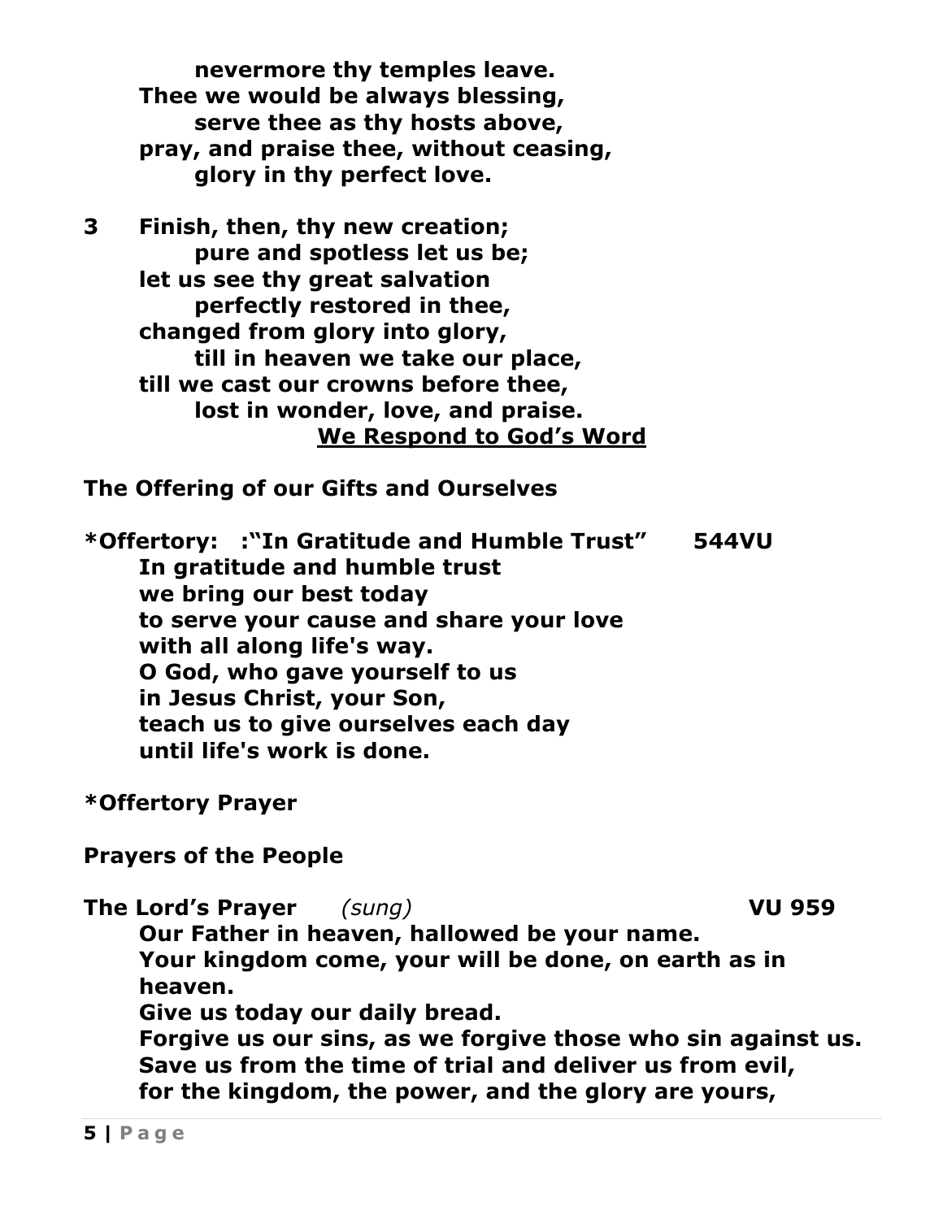**nevermore thy temples leave.**
**Thee we would be always blessing,**
**serve thee as thy hosts above,**
**pray, and praise thee, without ceasing,**
**glory in thy perfect love.**

**3 Finish, then, thy new creation;**
**pure and spotless let us be;**
**let us see thy great salvation**
**perfectly restored in thee,**
**changed from glory into glory,**
**till in heaven we take our place,**
**till we cast our crowns before thee,**
**lost in wonder, love, and praise.**

## We Respond to God's Word

**The Offering of our Gifts and Ourselves**

**\*Offertory: :"In Gratitude and Humble Trust" 544VU**
**In gratitude and humble trust**
**we bring our best today**
**to serve your cause and share your love**
**with all along life's way.**
**O God, who gave yourself to us**
**in Jesus Christ, your Son,**
**teach us to give ourselves each day**
**until life's work is done.**

**\*Offertory Prayer**

**Prayers of the People**

**The Lord's Prayer** *(sung)* **VU 959**
**Our Father in heaven, hallowed be your name.**
**Your kingdom come, your will be done, on earth as in heaven.**
**Give us today our daily bread.**
**Forgive us our sins, as we forgive those who sin against us.**
**Save us from the time of trial and deliver us from evil,**
**for the kingdom, the power, and the glory are yours,**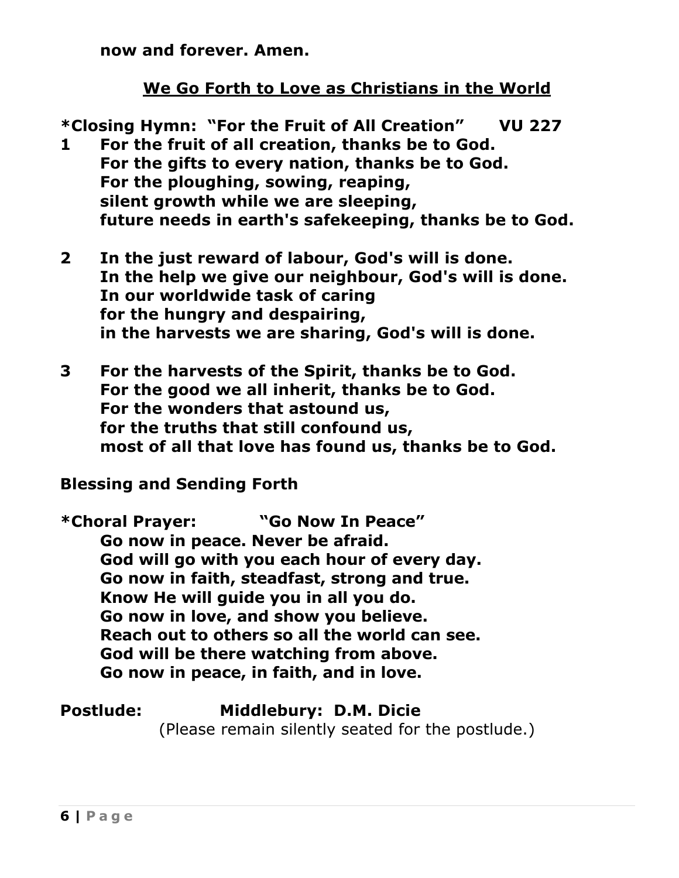**now and forever. Amen.**

## We Go Forth to Love as Christians in the World

**\*Closing Hymn: "For the Fruit of All Creation" VU 227**

**1 For the fruit of all creation, thanks be to God.**
**For the gifts to every nation, thanks be to God.**
**For the ploughing, sowing, reaping,**
**silent growth while we are sleeping,**
**future needs in earth's safekeeping, thanks be to God.**

**2 In the just reward of labour, God's will is done.**
**In the help we give our neighbour, God's will is done.**
**In our worldwide task of caring**
**for the hungry and despairing,**
**in the harvests we are sharing, God's will is done.**

**3 For the harvests of the Spirit, thanks be to God.**
**For the good we all inherit, thanks be to God.**
**For the wonders that astound us,**
**for the truths that still confound us,**
**most of all that love has found us, thanks be to God.**

**Blessing and Sending Forth**

**\*Choral Prayer: "Go Now In Peace"**
**Go now in peace. Never be afraid.**
**God will go with you each hour of every day.**
**Go now in faith, steadfast, strong and true.**
**Know He will guide you in all you do.**
**Go now in love, and show you believe.**
**Reach out to others so all the world can see.**
**God will be there watching from above.**
**Go now in peace, in faith, and in love.**

**Postlude: Middlebury: D.M. Dicie**
(Please remain silently seated for the postlude.)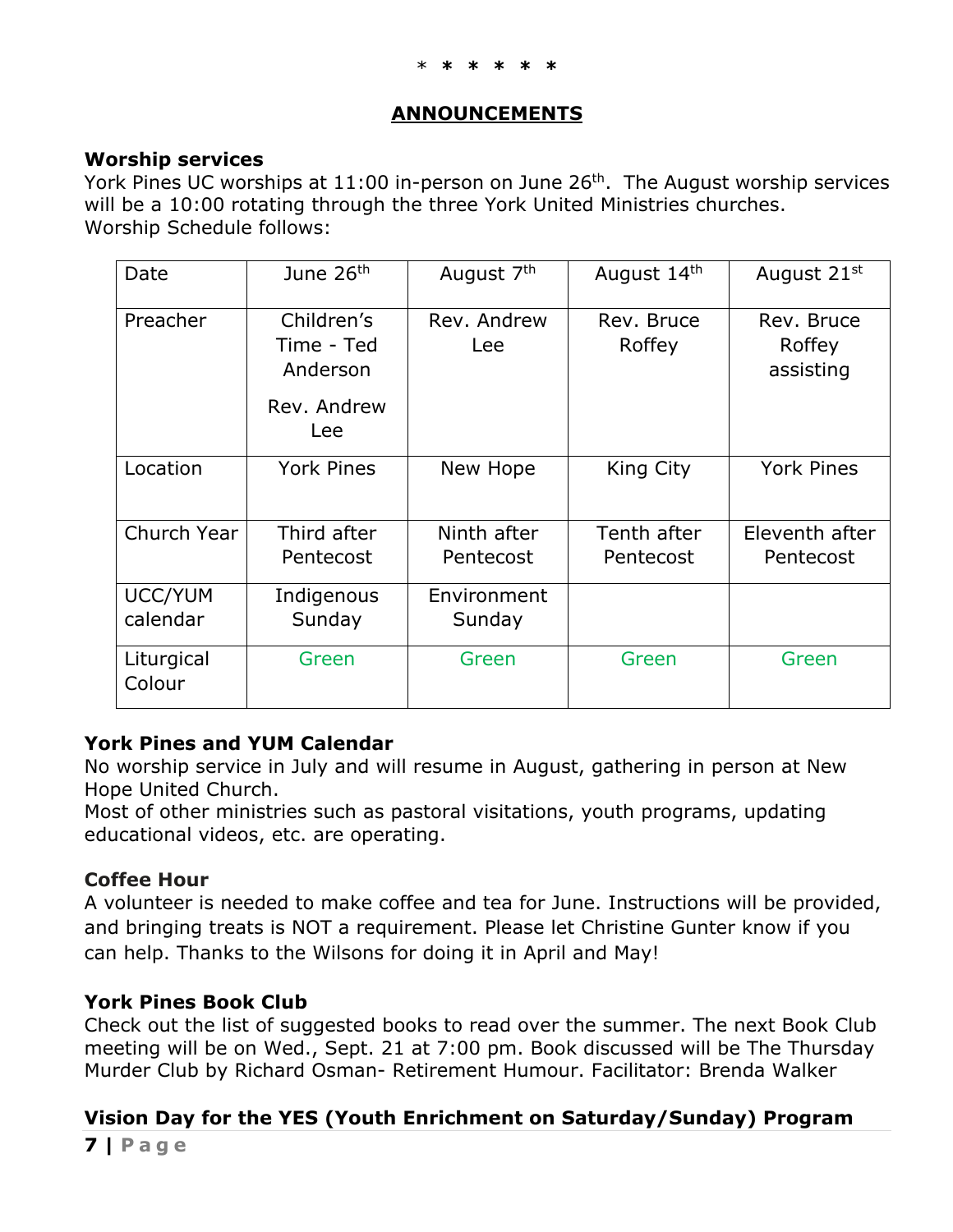\* * * * * *

## ANNOUNCEMENTS

### Worship services

York Pines UC worships at 11:00 in-person on June 26th. The August worship services will be a 10:00 rotating through the three York United Ministries churches. Worship Schedule follows:

| Date | June 26th | August 7th | August 14th | August 21st |
|---|---|---|---|---|
| Preacher | Children's Time - Ted Anderson<br>Rev. Andrew Lee | Rev. Andrew Lee | Rev. Bruce Roffey | Rev. Bruce Roffey assisting |
| Location | York Pines | New Hope | King City | York Pines |
| Church Year | Third after Pentecost | Ninth after Pentecost | Tenth after Pentecost | Eleventh after Pentecost |
| UCC/YUM calendar | Indigenous Sunday | Environment Sunday | | |
| Liturgical Colour | Green | Green | Green | Green |

### York Pines and YUM Calendar

No worship service in July and will resume in August, gathering in person at New Hope United Church.
Most of other ministries such as pastoral visitations, youth programs, updating educational videos, etc. are operating.

### Coffee Hour

A volunteer is needed to make coffee and tea for June. Instructions will be provided, and bringing treats is NOT a requirement. Please let Christine Gunter know if you can help. Thanks to the Wilsons for doing it in April and May!

### York Pines Book Club

Check out the list of suggested books to read over the summer. The next Book Club meeting will be on Wed., Sept. 21 at 7:00 pm. Book discussed will be The Thursday Murder Club by Richard Osman- Retirement Humour. Facilitator: Brenda Walker

### Vision Day for the YES (Youth Enrichment on Saturday/Sunday) Program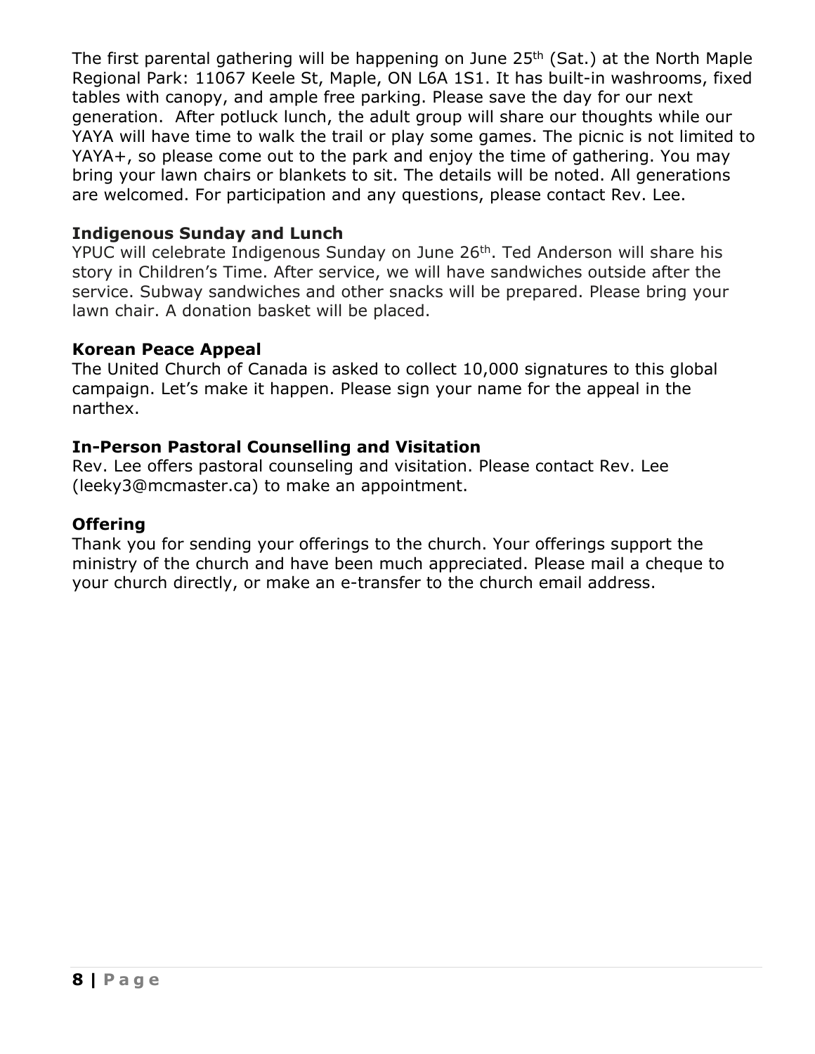The first parental gathering will be happening on June 25th (Sat.) at the North Maple Regional Park: 11067 Keele St, Maple, ON L6A 1S1. It has built-in washrooms, fixed tables with canopy, and ample free parking. Please save the day for our next generation. After potluck lunch, the adult group will share our thoughts while our YAYA will have time to walk the trail or play some games. The picnic is not limited to YAYA+, so please come out to the park and enjoy the time of gathering. You may bring your lawn chairs or blankets to sit. The details will be noted. All generations are welcomed. For participation and any questions, please contact Rev. Lee.

**Indigenous Sunday and Lunch**

YPUC will celebrate Indigenous Sunday on June 26th. Ted Anderson will share his story in Children's Time. After service, we will have sandwiches outside after the service. Subway sandwiches and other snacks will be prepared. Please bring your lawn chair. A donation basket will be placed.

**Korean Peace Appeal**

The United Church of Canada is asked to collect 10,000 signatures to this global campaign. Let's make it happen. Please sign your name for the appeal in the narthex.

**In-Person Pastoral Counselling and Visitation**

Rev. Lee offers pastoral counseling and visitation. Please contact Rev. Lee (leeky3@mcmaster.ca) to make an appointment.

**Offering**

Thank you for sending your offerings to the church. Your offerings support the ministry of the church and have been much appreciated. Please mail a cheque to your church directly, or make an e-transfer to the church email address.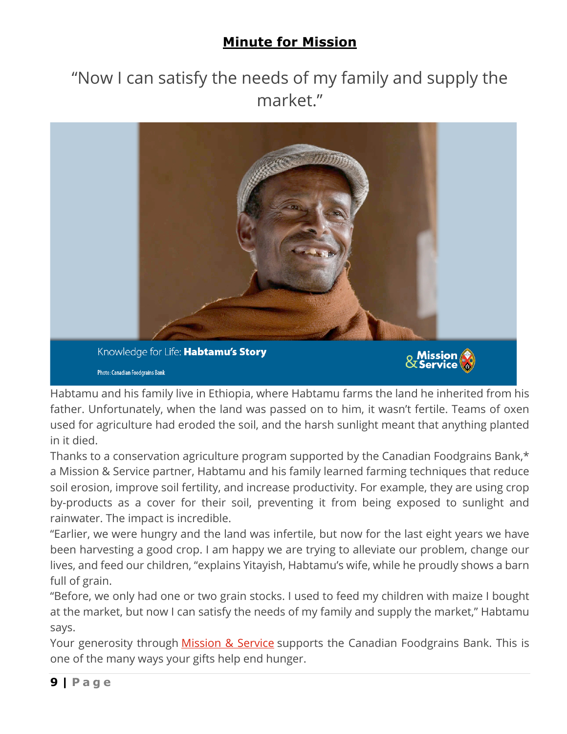# **Minute for Mission**

“Now I can satisfy the needs of my family and supply the market.”

Knowledge for Life: **Habtamu’s Story**

Photo: Canadian Foodgrains Bank

Habtamu and his family live in Ethiopia, where Habtamu farms the land he inherited from his father. Unfortunately, when the land was passed on to him, it wasn’t fertile. Teams of oxen used for agriculture had eroded the soil, and the harsh sunlight meant that anything planted in it died.

Thanks to a conservation agriculture program supported by the Canadian Foodgrains Bank,* a Mission & Service partner, Habtamu and his family learned farming techniques that reduce soil erosion, improve soil fertility, and increase productivity. For example, they are using crop by-products as a cover for their soil, preventing it from being exposed to sunlight and rainwater. The impact is incredible.

“Earlier, we were hungry and the land was infertile, but now for the last eight years we have been harvesting a good crop. I am happy we are trying to alleviate our problem, change our lives, and feed our children, “explains Yitayish, Habtamu’s wife, while he proudly shows a barn full of grain.

“Before, we only had one or two grain stocks. I used to feed my children with maize I bought at the market, but now I can satisfy the needs of my family and supply the market,” Habtamu says.

Your generosity through Mission & Service supports the Canadian Foodgrains Bank. This is one of the many ways your gifts help end hunger.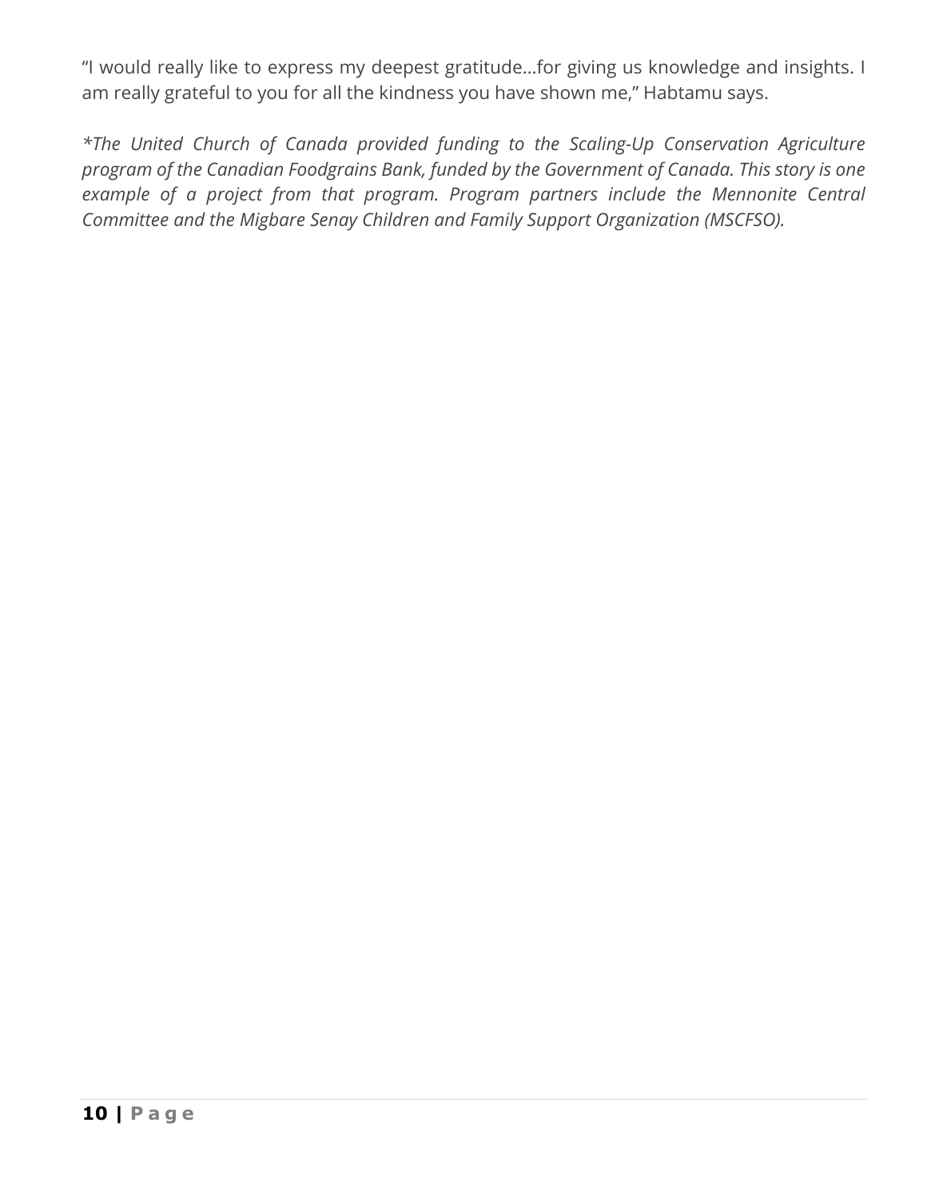"I would really like to express my deepest gratitude…for giving us knowledge and insights. I am really grateful to you for all the kindness you have shown me," Habtamu says.

*\*The United Church of Canada provided funding to the Scaling-Up Conservation Agriculture program of the Canadian Foodgrains Bank, funded by the Government of Canada. This story is one example of a project from that program. Program partners include the Mennonite Central Committee and the Migbare Senay Children and Family Support Organization (MSCFSO).*